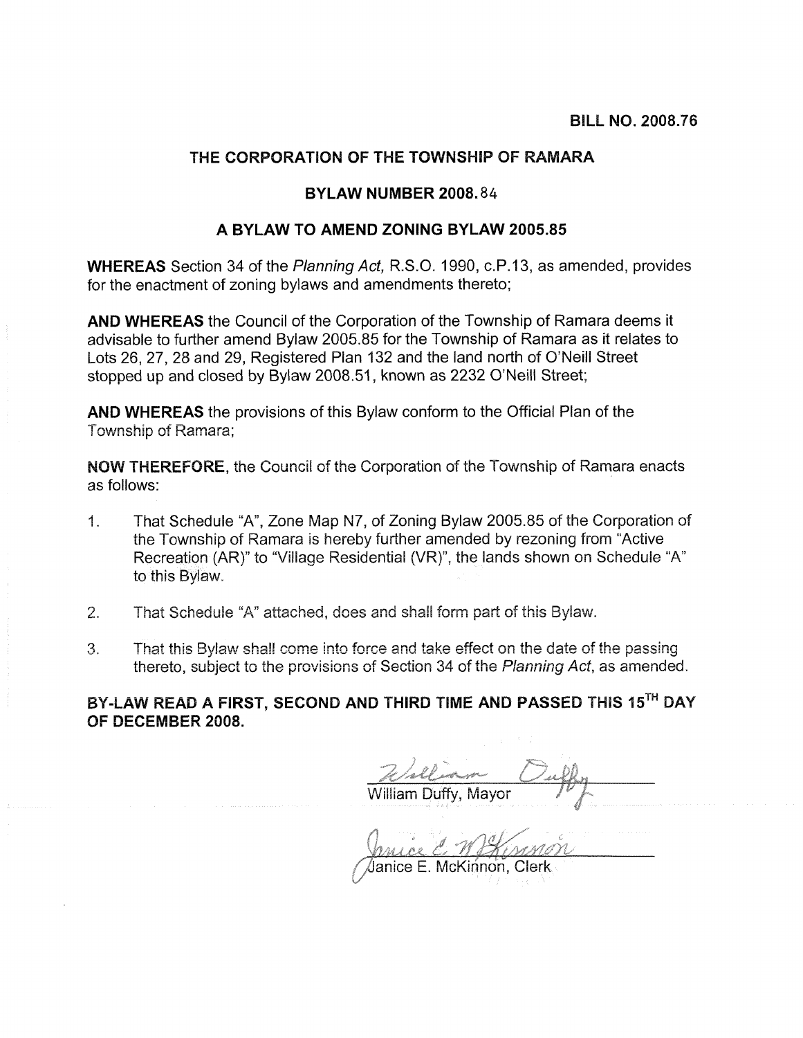**BILL NO. 2008.76**

## THE CORPORATION OF THE TOWNSHIP OF RAMARA

### BYLAW NUMBER 2008.84

### A BYLAW TO AMEND ZONING BYLAW 2005.85

**WHEREAS** Section 34 of the *Planning Act,* R.S.O. 1990, c.P.13, as amended, provides for the enactment of zoning bylaws and amendments thereto;

**AND WHEREAS** the Council of the Corporation of the Township of Ramara deems it advisable to further amend Bylaw 2005.85 for the Township of Ramara as it relates to Lots 26, 27, 28 and 29, Registered Plan 132 and the land north of O'Neill Street stopped up and closed by Bylaw 2008.51, known as 2232 O'Neill Street;

**AND WHEREAS** the provisions of this Bylaw conform to the Official Plan of the Township of Ramara;

**NOW THEREFORE**, the Council of the Corporation of the Township of Ramara enacts as follows:

1. That Schedule "A", Zone Map N7, of Zoning Bylaw 2005.85 of the Corporation of the Township of Ramara is hereby further amended by rezoning from "Active Recreation (AR)" to "Village Residential (VR)", the lands shown on Schedule "A" to this Bylaw.

2. That Schedule "A" attached, does and shall form part of this Bylaw.

3. That this Bylaw shall come into force and take effect on the date of the passing thereto, subject to the provisions of Section 34 of the *Planning Act*, as amended.

**BY-LAW READ A FIRST, SECOND AND THIRD TIME AND PASSED THIS 15TH DAY OF DECEMBER 2008.**

William Duffy, Mayor

Janice E. McKinnon, Clerk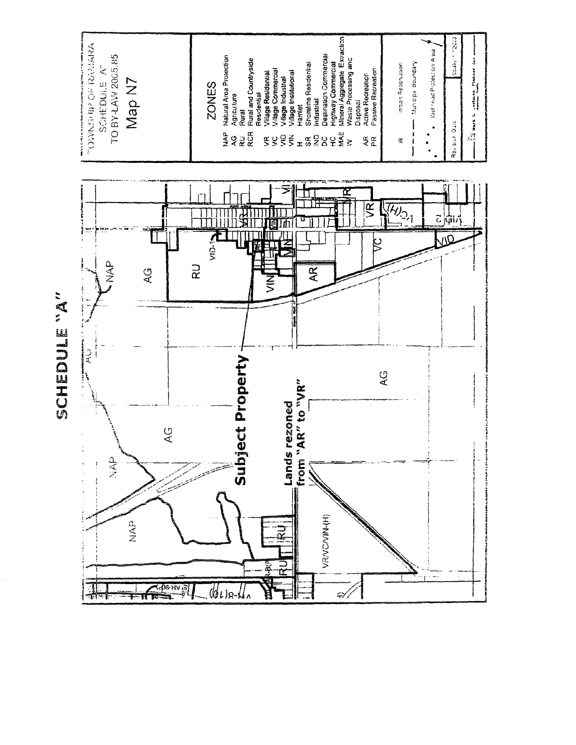# SCHEDULE "A"

Subject Property

Lands rezoned from "AR" to "VR"

NAP

AG

RU

VID-1

VR

VIN

AR

VC

VID

VC(H)

VID

VR/VC/VIN-(H)

AR-B(P)

TOWNSHIP OF RAMARA
SCHEDULE "A"
TO BY-LAW 2005.85

Map N7

ZONES

NAP Natural Area Protection
AG Agriculture
RU Rural
RCR Rural and Countryside Residential
VR Village Residential
VC Village Commercial
VID Village Industrial
VIN Village Institutional
H Hamlet
SR Shoreline Residential
IND Industrial
DC Destination Commercial
HC Highway Commercial
MAE Mineral Aggregate Extraction
W Waste Processing and Disposal
AR Active Recreation
PR Passive Recreation

R Indian Reservation

Municipal Boundary

Wellhead Protection Area

Revision Date

Scale 1:12000